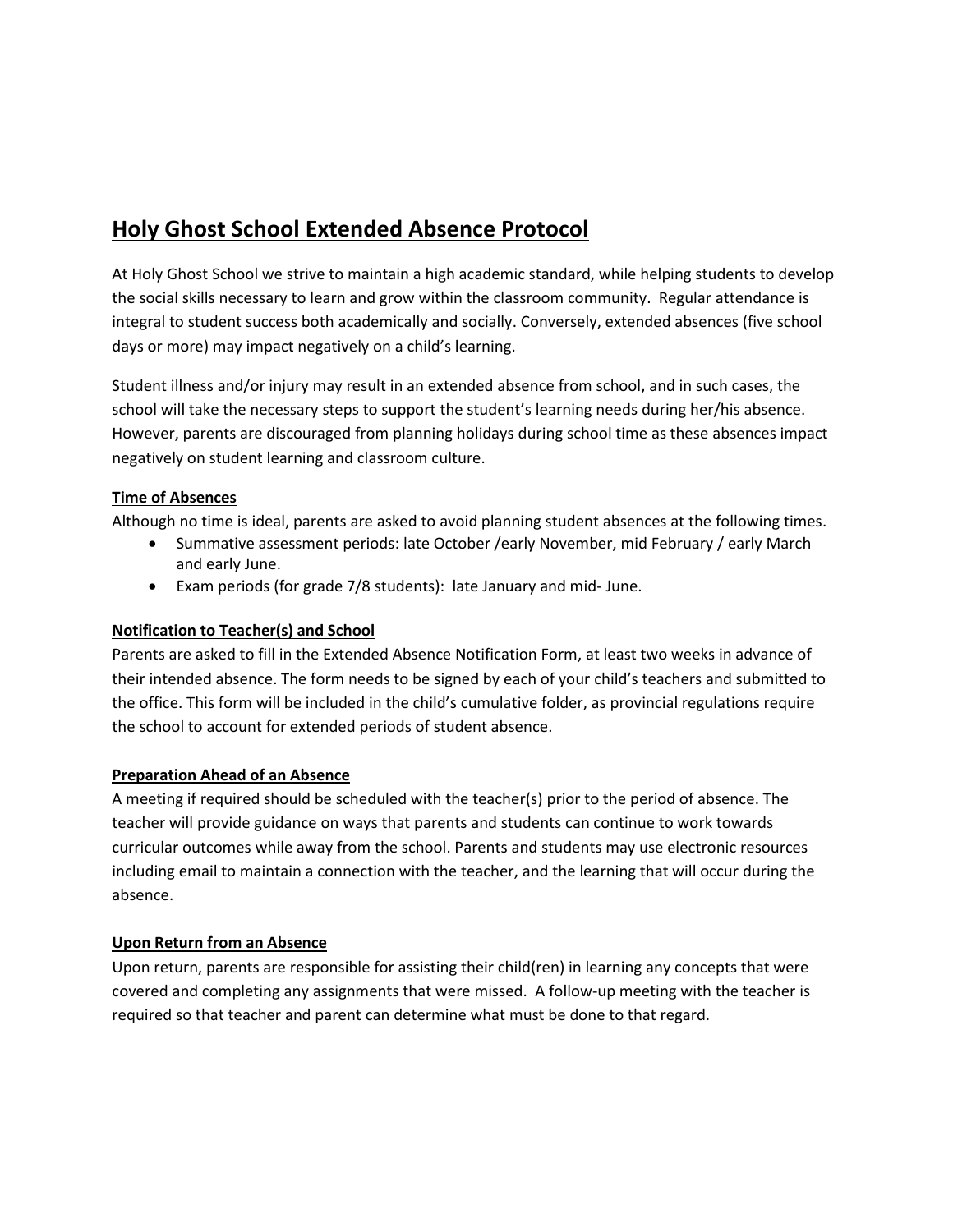# Holy Ghost School Extended Absence Protocol

At Holy Ghost School we strive to maintain a high academic standard, while helping students to develop the social skills necessary to learn and grow within the classroom community. Regular attendance is integral to student success both academically and socially. Conversely, extended absences (five school days or more) may impact negatively on a child's learning.

Student illness and/or injury may result in an extended absence from school, and in such cases, the school will take the necessary steps to support the student's learning needs during her/his absence. However, parents are discouraged from planning holidays during school time as these absences impact negatively on student learning and classroom culture.

### Time of Absences

Although no time is ideal, parents are asked to avoid planning student absences at the following times.

- Summative assessment periods: late October /early November, mid February / early March and early June.
- Exam periods (for grade 7/8 students): late January and mid- June.

### Notification to Teacher(s) and School

Parents are asked to fill in the Extended Absence Notification Form, at least two weeks in advance of their intended absence. The form needs to be signed by each of your child's teachers and submitted to the office. This form will be included in the child's cumulative folder, as provincial regulations require the school to account for extended periods of student absence.

### Preparation Ahead of an Absence

A meeting if required should be scheduled with the teacher(s) prior to the period of absence. The teacher will provide guidance on ways that parents and students can continue to work towards curricular outcomes while away from the school. Parents and students may use electronic resources including email to maintain a connection with the teacher, and the learning that will occur during the absence.

### Upon Return from an Absence

Upon return, parents are responsible for assisting their child(ren) in learning any concepts that were covered and completing any assignments that were missed. A follow-up meeting with the teacher is required so that teacher and parent can determine what must be done to that regard.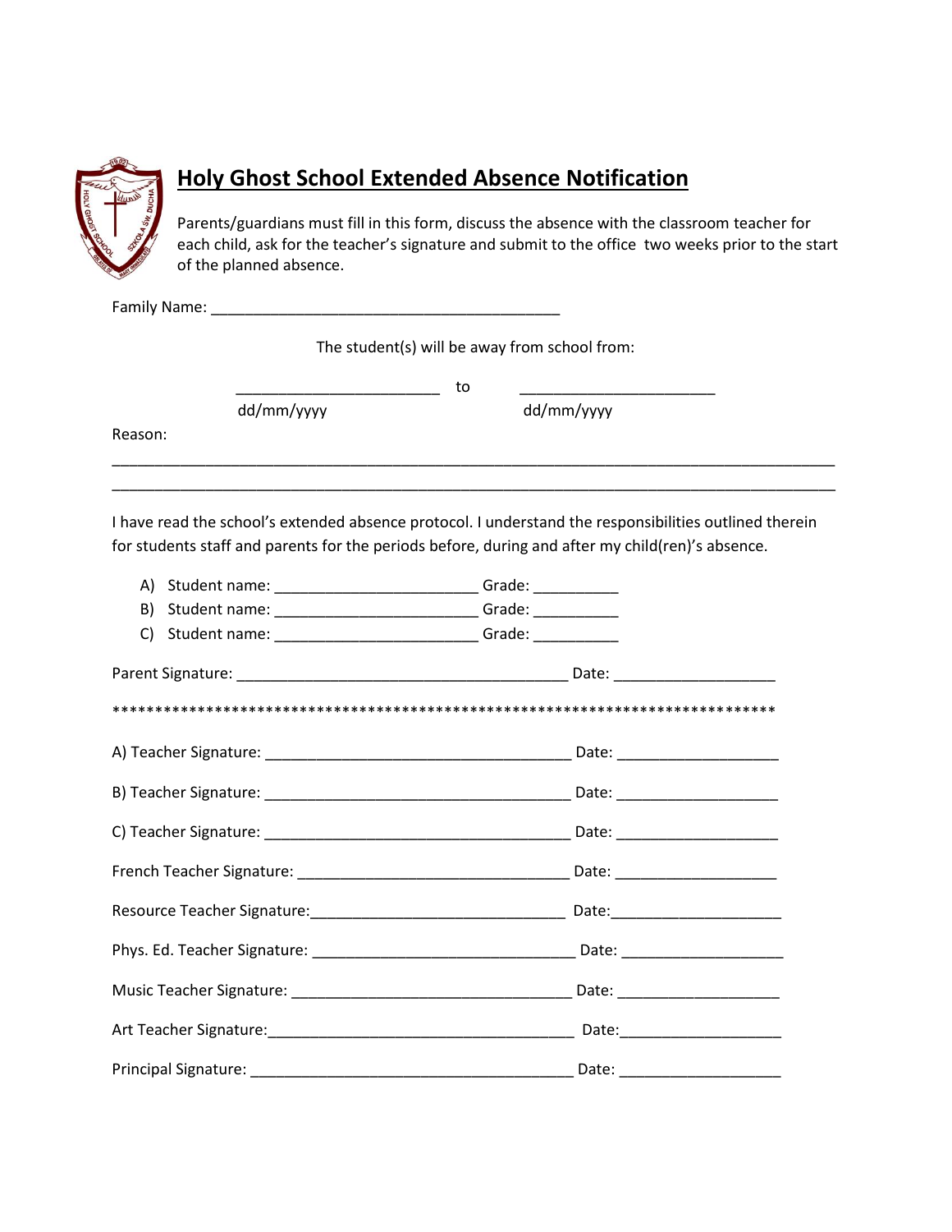# Holy Ghost School Extended Absence Notification

Parents/guardians must fill in this form, discuss the absence with the classroom teacher for each child, ask for the teacher's signature and submit to the office two weeks prior to the start of the planned absence.

Family Name: ___________________________________________

The student(s) will be away from school from:

_________________________ to _________________________

dd/mm/yyyy dd/mm/yyyy

Reason:

__________________________________________________________________________________________

__________________________________________________________________________________________

I have read the school's extended absence protocol. I understand the responsibilities outlined therein for students staff and parents for the periods before, during and after my child(ren)'s absence.

A) Student name: _________________________ Grade: __________

B) Student name: _________________________ Grade: __________

C) Student name: _________________________ Grade: __________

Parent Signature: _________________________________________ Date: ____________________

*********************************************************************************

A) Teacher Signature: ______________________________________ Date: ____________________

B) Teacher Signature: ______________________________________ Date: ____________________

C) Teacher Signature: ______________________________________ Date: ____________________

French Teacher Signature: __________________________________ Date: ____________________

Resource Teacher Signature:________________________________ Date:____________________

Phys. Ed. Teacher Signature: _________________________________ Date: ____________________

Music Teacher Signature: ___________________________________ Date: ____________________

Art Teacher Signature:______________________________________ Date:____________________

Principal Signature: ________________________________________ Date: ____________________